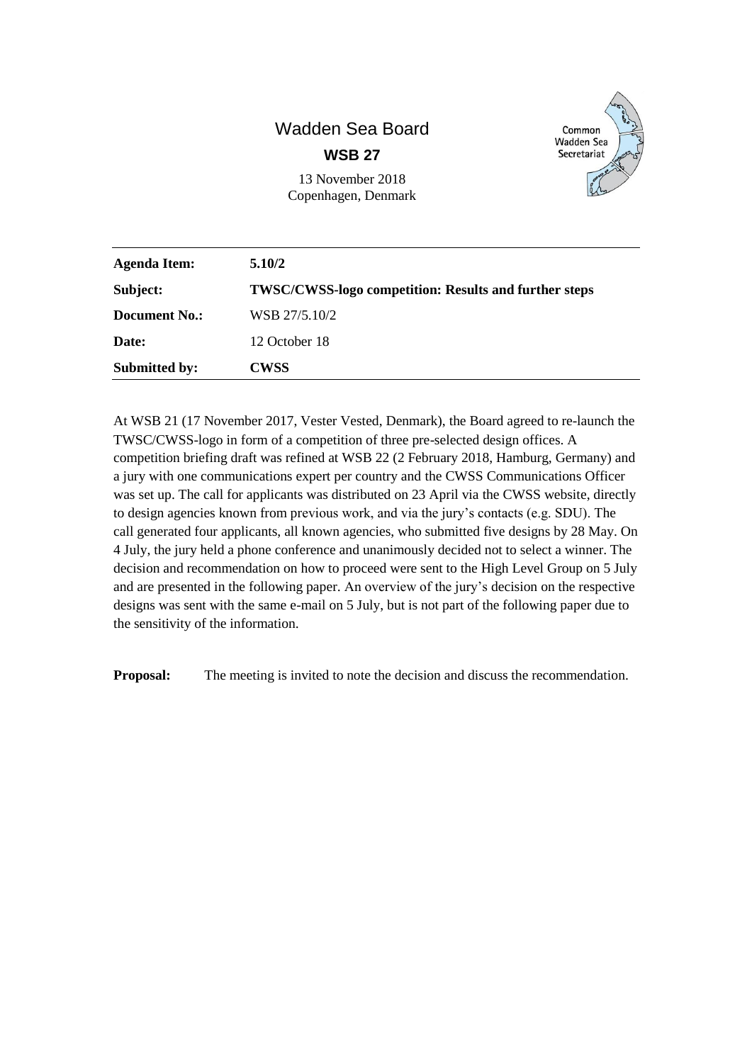# Wadden Sea Board

## WSB 27

13 November 2018
Copenhagen, Denmark

Common Wadden Sea Secretariat

| **Agenda Item:** | **5.10/2** |
|---|---|
| **Subject:** | **TWSC/CWSS-logo competition: Results and further steps** |
| **Document No.:** | WSB 27/5.10/2 |
| **Date:** | 12 October 18 |
| **Submitted by:** | **CWSS** |

At WSB 21 (17 November 2017, Vester Vested, Denmark), the Board agreed to re-launch the TWSC/CWSS-logo in form of a competition of three pre-selected design offices. A competition briefing draft was refined at WSB 22 (2 February 2018, Hamburg, Germany) and a jury with one communications expert per country and the CWSS Communications Officer was set up. The call for applicants was distributed on 23 April via the CWSS website, directly to design agencies known from previous work, and via the jury's contacts (e.g. SDU). The call generated four applicants, all known agencies, who submitted five designs by 28 May. On 4 July, the jury held a phone conference and unanimously decided not to select a winner. The decision and recommendation on how to proceed were sent to the High Level Group on 5 July and are presented in the following paper. An overview of the jury's decision on the respective designs was sent with the same e-mail on 5 July, but is not part of the following paper due to the sensitivity of the information.

**Proposal:** The meeting is invited to note the decision and discuss the recommendation.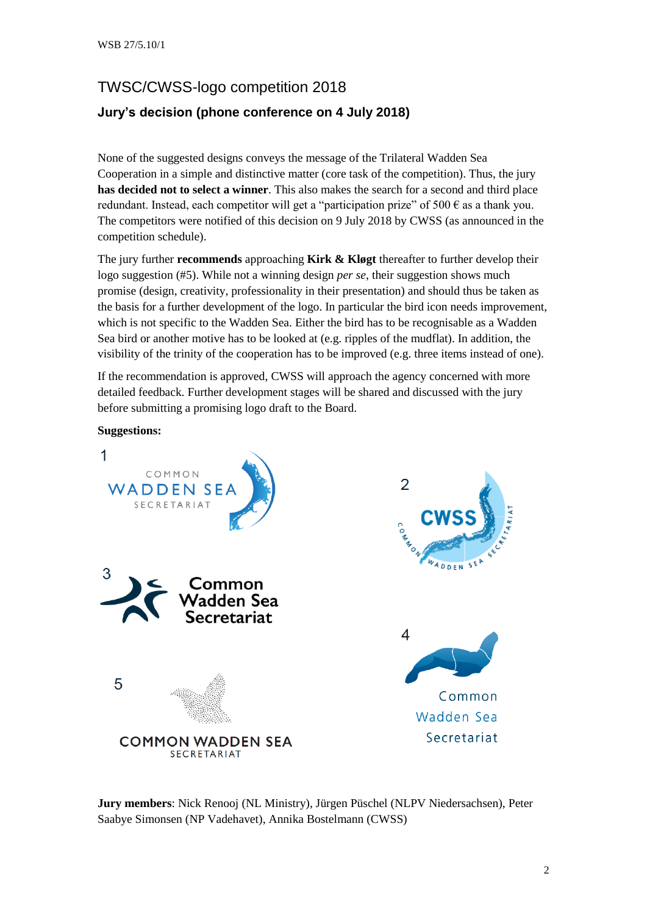# TWSC/CWSS-logo competition 2018

### Jury's decision (phone conference on 4 July 2018)

None of the suggested designs conveys the message of the Trilateral Wadden Sea Cooperation in a simple and distinctive matter (core task of the competition). Thus, the jury **has decided not to select a winner**. This also makes the search for a second and third place redundant. Instead, each competitor will get a "participation prize" of 500 € as a thank you. The competitors were notified of this decision on 9 July 2018 by CWSS (as announced in the competition schedule).

The jury further **recommends** approaching **Kirk & Kløgt** thereafter to further develop their logo suggestion (#5). While not a winning design *per se*, their suggestion shows much promise (design, creativity, professionality in their presentation) and should thus be taken as the basis for a further development of the logo. In particular the bird icon needs improvement, which is not specific to the Wadden Sea. Either the bird has to be recognisable as a Wadden Sea bird or another motive has to be looked at (e.g. ripples of the mudflat). In addition, the visibility of the trinity of the cooperation has to be improved (e.g. three items instead of one).

If the recommendation is approved, CWSS will approach the agency concerned with more detailed feedback. Further development stages will be shared and discussed with the jury before submitting a promising logo draft to the Board.

**Suggestions:**

1

COMMON
WADDEN SEA
SECRETARIAT

2

CWSS
COMMON WADDEN SEA SECRETARIAT

3

Common
Wadden Sea
Secretariat

4

Common
Wadden Sea
Secretariat

5

COMMON WADDEN SEA
SECRETARIAT

**Jury members**: Nick Renooj (NL Ministry), Jürgen Püschel (NLPV Niedersachsen), Peter Saabye Simonsen (NP Vadehavet), Annika Bostelmann (CWSS)